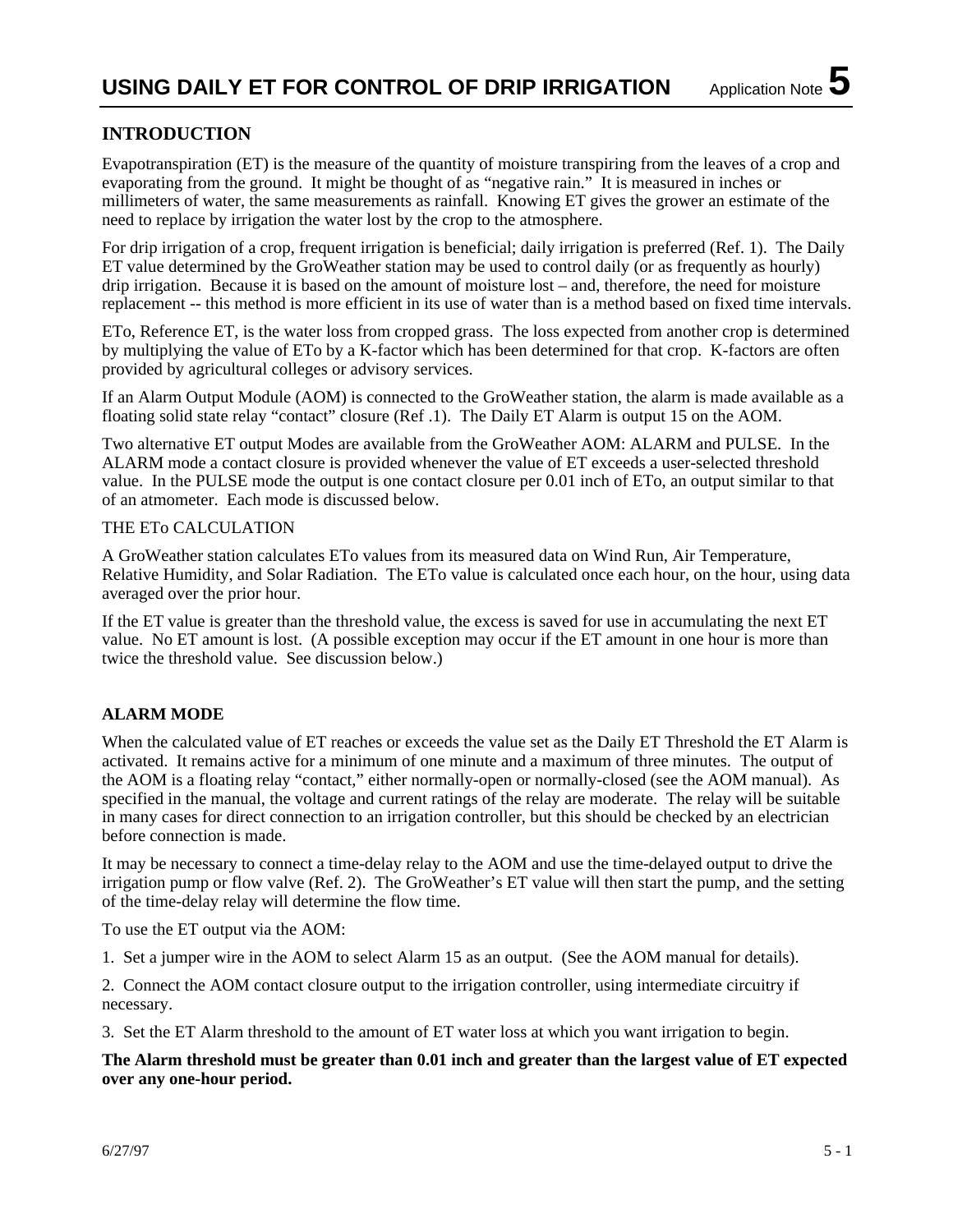# USING DAILY ET FOR CONTROL OF DRIP IRRIGATION Application Note 5

## INTRODUCTION

Evapotranspiration (ET) is the measure of the quantity of moisture transpiring from the leaves of a crop and evaporating from the ground. It might be thought of as "negative rain." It is measured in inches or millimeters of water, the same measurements as rainfall. Knowing ET gives the grower an estimate of the need to replace by irrigation the water lost by the crop to the atmosphere.

For drip irrigation of a crop, frequent irrigation is beneficial; daily irrigation is preferred (Ref. 1). The Daily ET value determined by the GroWeather station may be used to control daily (or as frequently as hourly) drip irrigation. Because it is based on the amount of moisture lost – and, therefore, the need for moisture replacement -- this method is more efficient in its use of water than is a method based on fixed time intervals.

ETo, Reference ET, is the water loss from cropped grass. The loss expected from another crop is determined by multiplying the value of ETo by a K-factor which has been determined for that crop. K-factors are often provided by agricultural colleges or advisory services.

If an Alarm Output Module (AOM) is connected to the GroWeather station, the alarm is made available as a floating solid state relay "contact" closure (Ref .1). The Daily ET Alarm is output 15 on the AOM.

Two alternative ET output Modes are available from the GroWeather AOM: ALARM and PULSE. In the ALARM mode a contact closure is provided whenever the value of ET exceeds a user-selected threshold value. In the PULSE mode the output is one contact closure per 0.01 inch of ETo, an output similar to that of an atmometer. Each mode is discussed below.

THE ETo CALCULATION

A GroWeather station calculates ETo values from its measured data on Wind Run, Air Temperature, Relative Humidity, and Solar Radiation. The ETo value is calculated once each hour, on the hour, using data averaged over the prior hour.

If the ET value is greater than the threshold value, the excess is saved for use in accumulating the next ET value. No ET amount is lost. (A possible exception may occur if the ET amount in one hour is more than twice the threshold value. See discussion below.)

## ALARM MODE

When the calculated value of ET reaches or exceeds the value set as the Daily ET Threshold the ET Alarm is activated. It remains active for a minimum of one minute and a maximum of three minutes. The output of the AOM is a floating relay "contact," either normally-open or normally-closed (see the AOM manual). As specified in the manual, the voltage and current ratings of the relay are moderate. The relay will be suitable in many cases for direct connection to an irrigation controller, but this should be checked by an electrician before connection is made.

It may be necessary to connect a time-delay relay to the AOM and use the time-delayed output to drive the irrigation pump or flow valve (Ref. 2). The GroWeather's ET value will then start the pump, and the setting of the time-delay relay will determine the flow time.

To use the ET output via the AOM:

1. Set a jumper wire in the AOM to select Alarm 15 as an output. (See the AOM manual for details).

2. Connect the AOM contact closure output to the irrigation controller, using intermediate circuitry if necessary.

3. Set the ET Alarm threshold to the amount of ET water loss at which you want irrigation to begin.

**The Alarm threshold must be greater than 0.01 inch and greater than the largest value of ET expected over any one-hour period.**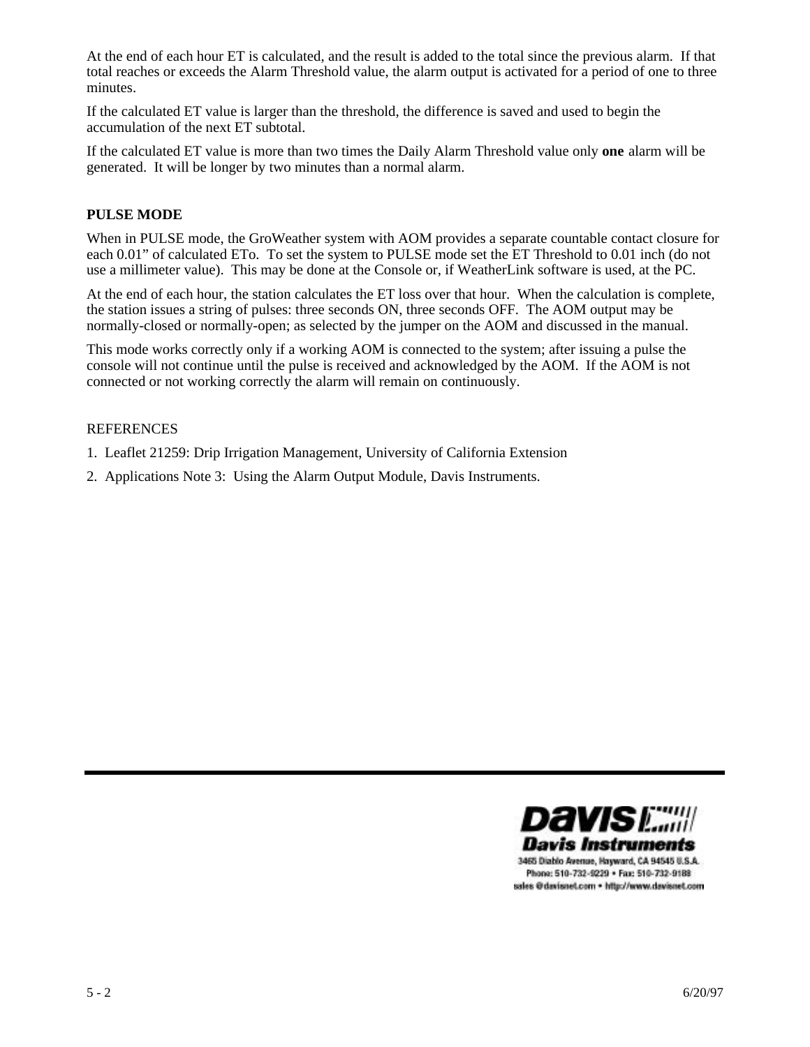At the end of each hour ET is calculated, and the result is added to the total since the previous alarm. If that total reaches or exceeds the Alarm Threshold value, the alarm output is activated for a period of one to three minutes.

If the calculated ET value is larger than the threshold, the difference is saved and used to begin the accumulation of the next ET subtotal.

If the calculated ET value is more than two times the Daily Alarm Threshold value only **one** alarm will be generated. It will be longer by two minutes than a normal alarm.

**PULSE MODE**

When in PULSE mode, the GroWeather system with AOM provides a separate countable contact closure for each 0.01" of calculated ETo. To set the system to PULSE mode set the ET Threshold to 0.01 inch (do not use a millimeter value). This may be done at the Console or, if WeatherLink software is used, at the PC.

At the end of each hour, the station calculates the ET loss over that hour. When the calculation is complete, the station issues a string of pulses: three seconds ON, three seconds OFF. The AOM output may be normally-closed or normally-open; as selected by the jumper on the AOM and discussed in the manual.

This mode works correctly only if a working AOM is connected to the system; after issuing a pulse the console will not continue until the pulse is received and acknowledged by the AOM. If the AOM is not connected or not working correctly the alarm will remain on continuously.

REFERENCES

1. Leaflet 21259: Drip Irrigation Management, University of California Extension
2. Applications Note 3: Using the Alarm Output Module, Davis Instruments.

Davis Instruments
3465 Diablo Avenue, Hayward, CA 94545 U.S.A.
Phone: 510-732-9229 • Fax: 510-732-9188
sales@davisnet.com • http://www.davisnet.com